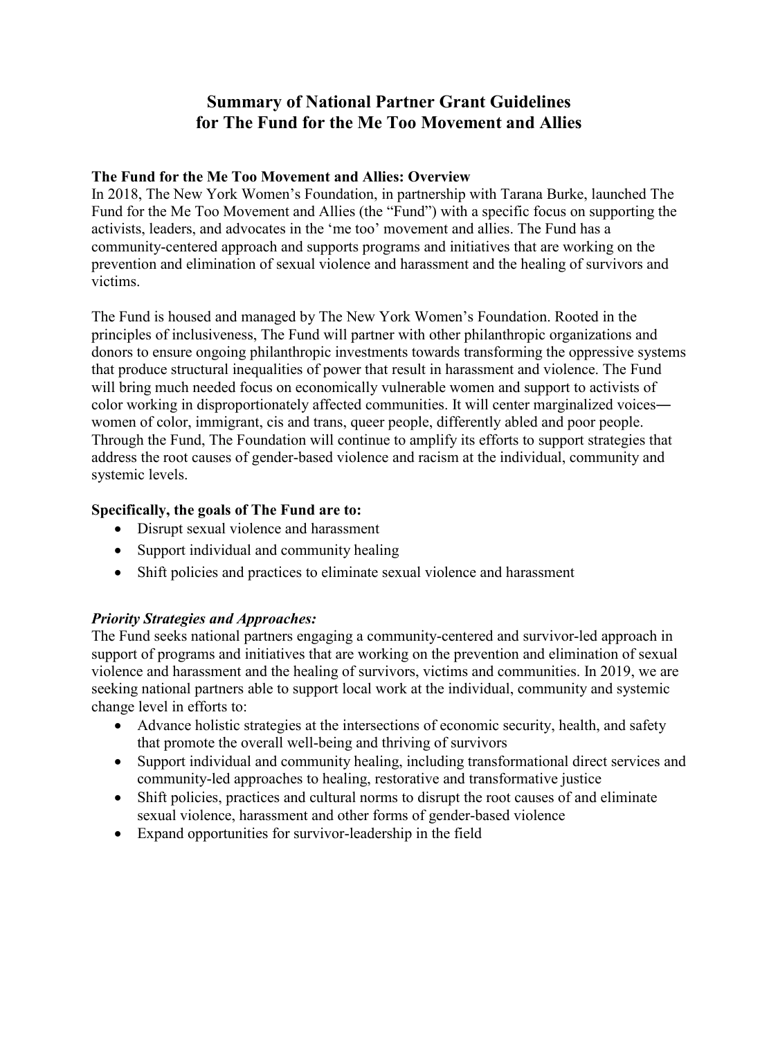# Summary of National Partner Grant Guidelines for The Fund for the Me Too Movement and Allies

**The Fund for the Me Too Movement and Allies: Overview**

In 2018, The New York Women's Foundation, in partnership with Tarana Burke, launched The Fund for the Me Too Movement and Allies (the "Fund") with a specific focus on supporting the activists, leaders, and advocates in the 'me too' movement and allies. The Fund has a community-centered approach and supports programs and initiatives that are working on the prevention and elimination of sexual violence and harassment and the healing of survivors and victims.

The Fund is housed and managed by The New York Women's Foundation. Rooted in the principles of inclusiveness, The Fund will partner with other philanthropic organizations and donors to ensure ongoing philanthropic investments towards transforming the oppressive systems that produce structural inequalities of power that result in harassment and violence. The Fund will bring much needed focus on economically vulnerable women and support to activists of color working in disproportionately affected communities. It will center marginalized voices― women of color, immigrant, cis and trans, queer people, differently abled and poor people. Through the Fund, The Foundation will continue to amplify its efforts to support strategies that address the root causes of gender-based violence and racism at the individual, community and systemic levels.

**Specifically, the goals of The Fund are to:**

- Disrupt sexual violence and harassment
- Support individual and community healing
- Shift policies and practices to eliminate sexual violence and harassment

***Priority Strategies and Approaches:***

The Fund seeks national partners engaging a community-centered and survivor-led approach in support of programs and initiatives that are working on the prevention and elimination of sexual violence and harassment and the healing of survivors, victims and communities. In 2019, we are seeking national partners able to support local work at the individual, community and systemic change level in efforts to:

- Advance holistic strategies at the intersections of economic security, health, and safety that promote the overall well-being and thriving of survivors
- Support individual and community healing, including transformational direct services and community-led approaches to healing, restorative and transformative justice
- Shift policies, practices and cultural norms to disrupt the root causes of and eliminate sexual violence, harassment and other forms of gender-based violence
- Expand opportunities for survivor-leadership in the field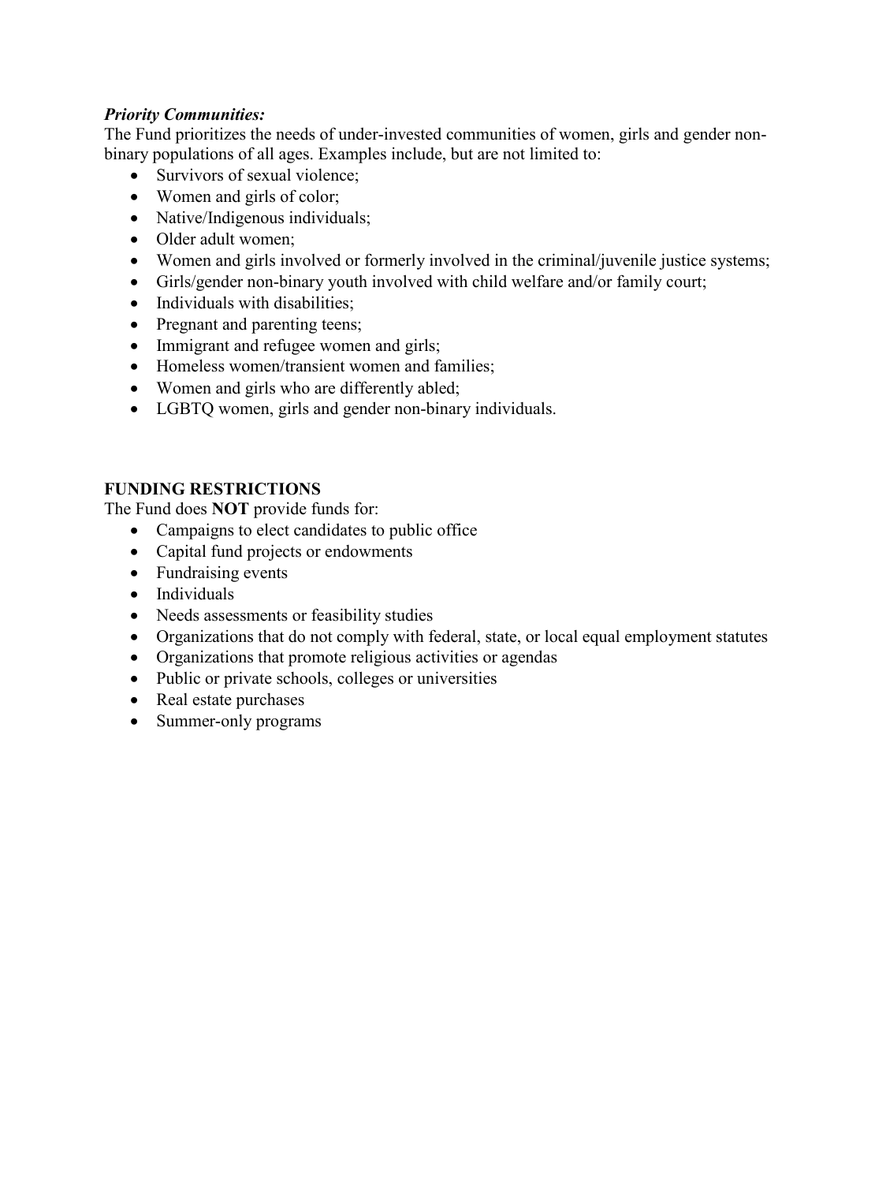***Priority Communities:***

The Fund prioritizes the needs of under-invested communities of women, girls and gender non-binary populations of all ages. Examples include, but are not limited to:

- Survivors of sexual violence;
- Women and girls of color;
- Native/Indigenous individuals;
- Older adult women;
- Women and girls involved or formerly involved in the criminal/juvenile justice systems;
- Girls/gender non-binary youth involved with child welfare and/or family court;
- Individuals with disabilities;
- Pregnant and parenting teens;
- Immigrant and refugee women and girls;
- Homeless women/transient women and families;
- Women and girls who are differently abled;
- LGBTQ women, girls and gender non-binary individuals.

**FUNDING RESTRICTIONS**

The Fund does **NOT** provide funds for:

- Campaigns to elect candidates to public office
- Capital fund projects or endowments
- Fundraising events
- Individuals
- Needs assessments or feasibility studies
- Organizations that do not comply with federal, state, or local equal employment statutes
- Organizations that promote religious activities or agendas
- Public or private schools, colleges or universities
- Real estate purchases
- Summer-only programs